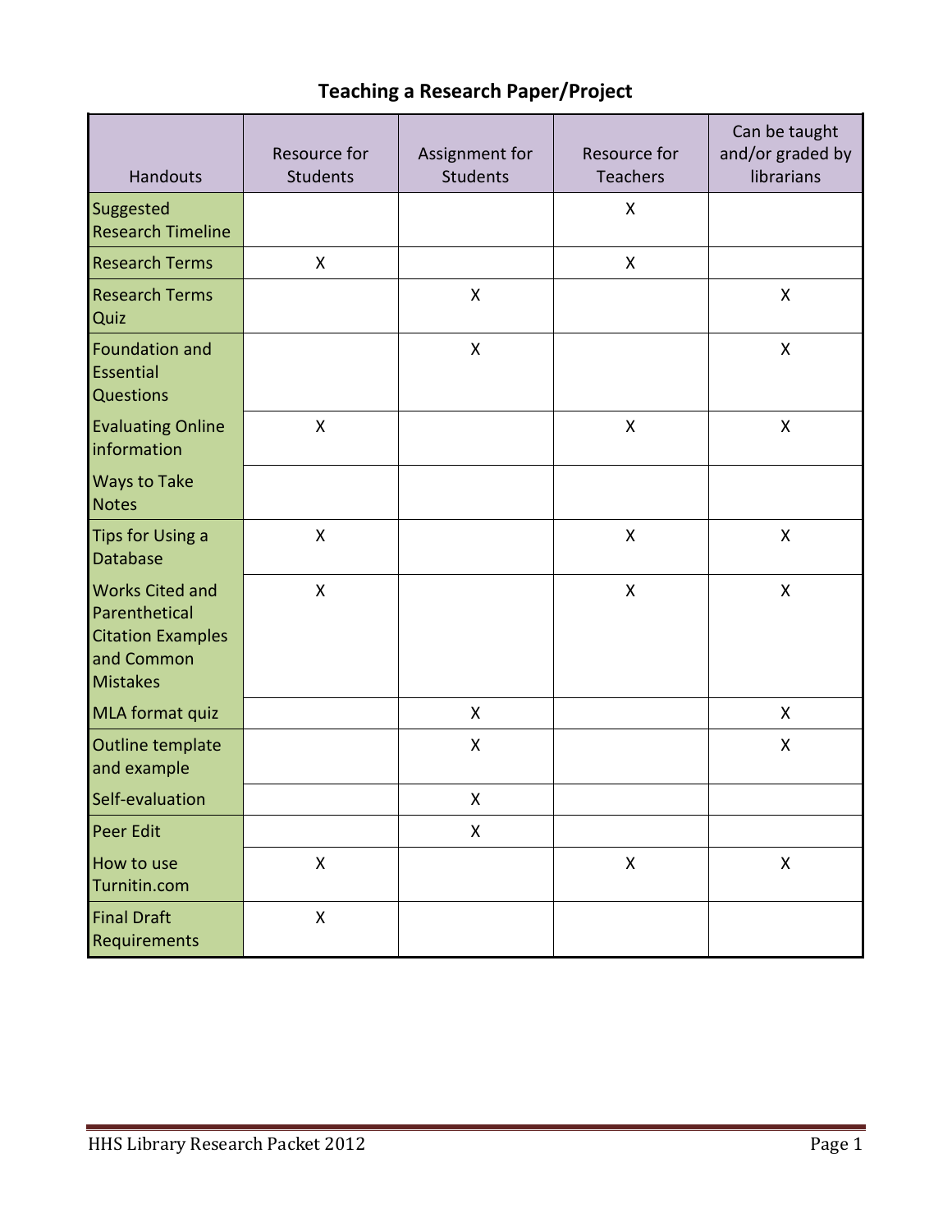# Teaching a Research Paper/Project

| Handouts | Resource for Students | Assignment for Students | Resource for Teachers | Can be taught and/or graded by librarians |
|---|---|---|---|---|
| Suggested Research Timeline | | | X | |
| Research Terms | X | | X | |
| Research Terms Quiz | | X | | X |
| Foundation and Essential Questions | | X | | X |
| Evaluating Online information | X | | X | X |
| Ways to Take Notes | | | | |
| Tips for Using a Database | X | | X | X |
| Works Cited and Parenthetical Citation Examples and Common Mistakes | X | | X | X |
| MLA format quiz | | X | | X |
| Outline template and example | | X | | X |
| Self-evaluation | | X | | |
| Peer Edit | | X | | |
| How to use Turnitin.com | X | | X | X |
| Final Draft Requirements | X | | | |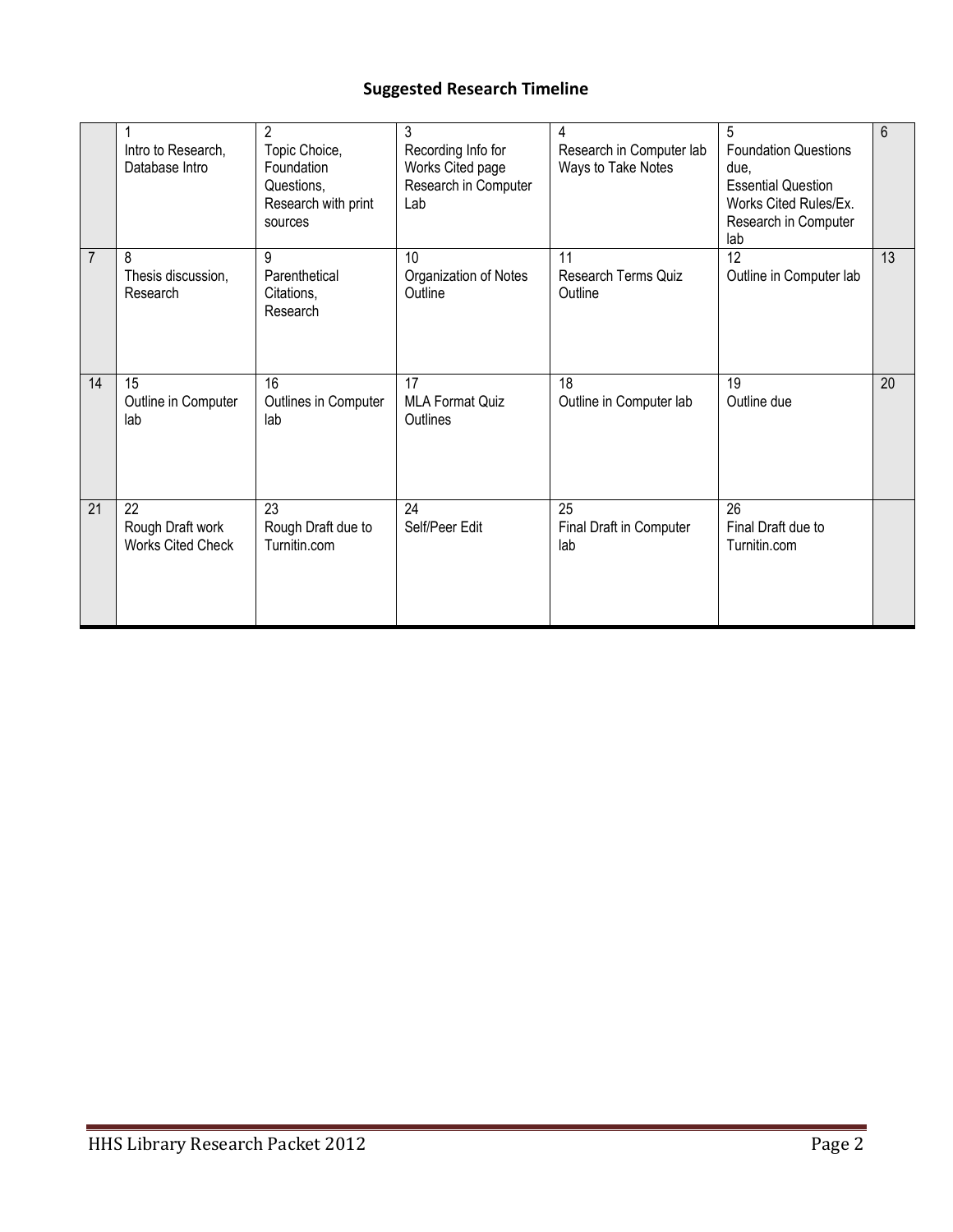## Suggested Research Timeline

| | | | | | | |
|---|---|---|---|---|---|---|
| | 1<br>Intro to Research, Database Intro | 2<br>Topic Choice, Foundation Questions, Research with print sources | 3<br>Recording Info for Works Cited page Research in Computer Lab | 4<br>Research in Computer lab Ways to Take Notes | 5<br>Foundation Questions due, Essential Question Works Cited Rules/Ex. Research in Computer lab | 6 |
| 7 | 8<br>Thesis discussion, Research | 9<br>Parenthetical Citations, Research | 10<br>Organization of Notes Outline | 11<br>Research Terms Quiz Outline | 12<br>Outline in Computer lab | 13 |
| 14 | 15<br>Outline in Computer lab | 16<br>Outlines in Computer lab | 17<br>MLA Format Quiz Outlines | 18<br>Outline in Computer lab | 19<br>Outline due | 20 |
| 21 | 22<br>Rough Draft work Works Cited Check | 23<br>Rough Draft due to Turnitin.com | 24<br>Self/Peer Edit | 25<br>Final Draft in Computer lab | 26<br>Final Draft due to Turnitin.com | |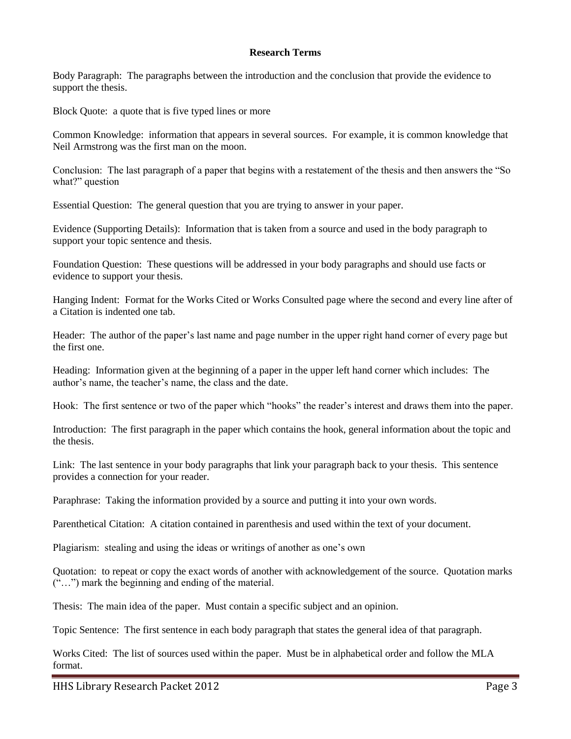## Research Terms

Body Paragraph: The paragraphs between the introduction and the conclusion that provide the evidence to support the thesis.

Block Quote: a quote that is five typed lines or more

Common Knowledge: information that appears in several sources. For example, it is common knowledge that Neil Armstrong was the first man on the moon.

Conclusion: The last paragraph of a paper that begins with a restatement of the thesis and then answers the "So what?" question

Essential Question: The general question that you are trying to answer in your paper.

Evidence (Supporting Details): Information that is taken from a source and used in the body paragraph to support your topic sentence and thesis.

Foundation Question: These questions will be addressed in your body paragraphs and should use facts or evidence to support your thesis.

Hanging Indent: Format for the Works Cited or Works Consulted page where the second and every line after of a Citation is indented one tab.

Header: The author of the paper's last name and page number in the upper right hand corner of every page but the first one.

Heading: Information given at the beginning of a paper in the upper left hand corner which includes: The author's name, the teacher's name, the class and the date.

Hook: The first sentence or two of the paper which "hooks" the reader's interest and draws them into the paper.

Introduction: The first paragraph in the paper which contains the hook, general information about the topic and the thesis.

Link: The last sentence in your body paragraphs that link your paragraph back to your thesis. This sentence provides a connection for your reader.

Paraphrase: Taking the information provided by a source and putting it into your own words.

Parenthetical Citation: A citation contained in parenthesis and used within the text of your document.

Plagiarism: stealing and using the ideas or writings of another as one's own

Quotation: to repeat or copy the exact words of another with acknowledgement of the source. Quotation marks ("…") mark the beginning and ending of the material.

Thesis: The main idea of the paper. Must contain a specific subject and an opinion.

Topic Sentence: The first sentence in each body paragraph that states the general idea of that paragraph.

Works Cited: The list of sources used within the paper. Must be in alphabetical order and follow the MLA format.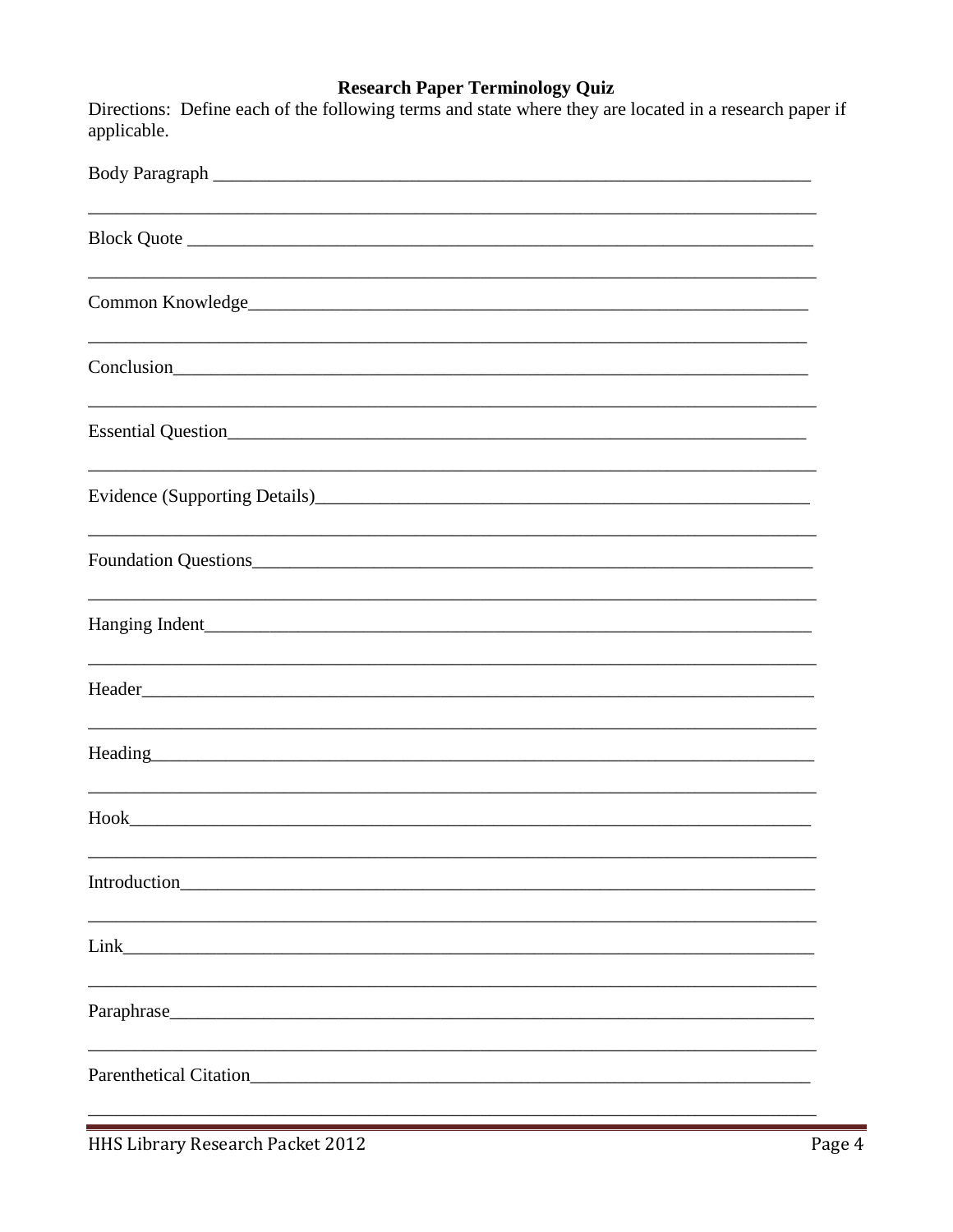## Research Paper Terminology Quiz

Directions: Define each of the following terms and state where they are located in a research paper if applicable.

Body Paragraph ______________________________________________________________

______________________________________________________________________________

Block Quote _________________________________________________________________

______________________________________________________________________________

Common Knowledge____________________________________________________________

______________________________________________________________________________

Conclusion__________________________________________________________________

______________________________________________________________________________

Essential Question__________________________________________________________

______________________________________________________________________________

Evidence (Supporting Details)_____________________________________________________

______________________________________________________________________________

Foundation Questions________________________________________________________

______________________________________________________________________________

Hanging Indent______________________________________________________________

______________________________________________________________________________

Header______________________________________________________________________

______________________________________________________________________________

Heading_____________________________________________________________________

______________________________________________________________________________

Hook________________________________________________________________________

______________________________________________________________________________

Introduction________________________________________________________________

______________________________________________________________________________

Link________________________________________________________________________

______________________________________________________________________________

Paraphrase__________________________________________________________________

______________________________________________________________________________

Parenthetical Citation______________________________________________________

______________________________________________________________________________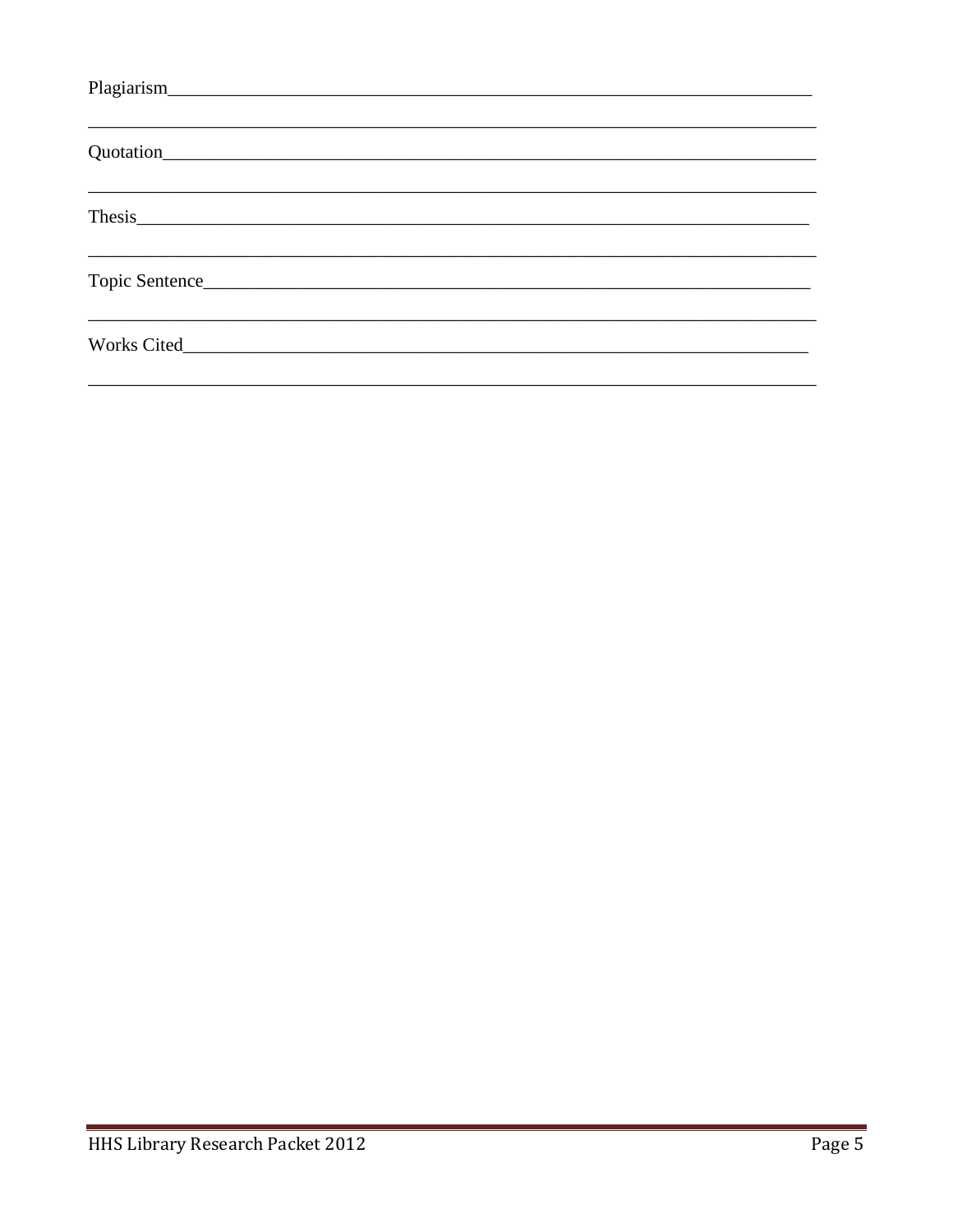Plagiarism________________________________________________________________________

__________________________________________________________________________________

Quotation_________________________________________________________________________

__________________________________________________________________________________

Thesis____________________________________________________________________________

__________________________________________________________________________________

Topic Sentence____________________________________________________________________

__________________________________________________________________________________

Works Cited_______________________________________________________________________

__________________________________________________________________________________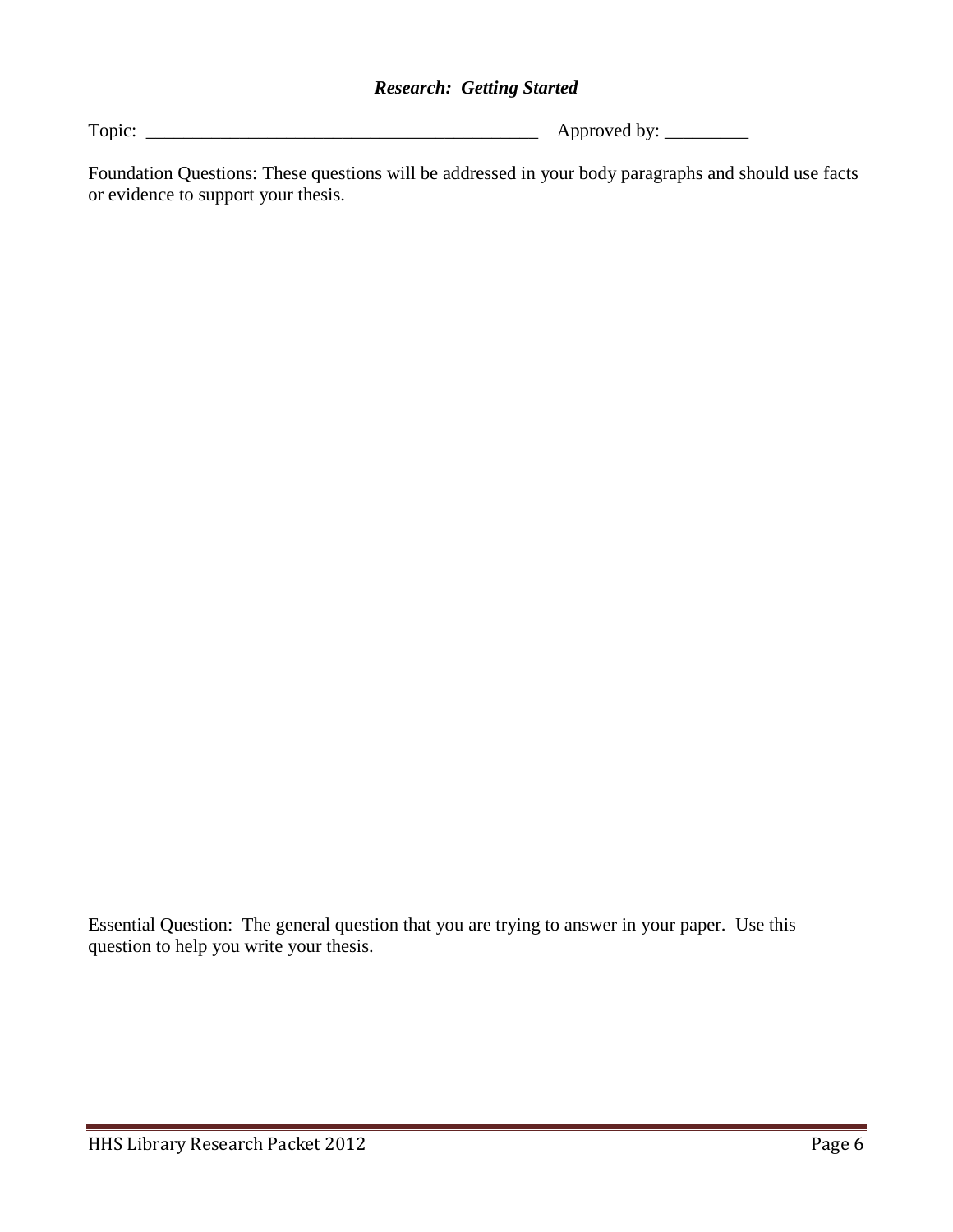### ***Research: Getting Started***

Topic: ___________________________________________ Approved by: _________

Foundation Questions: These questions will be addressed in your body paragraphs and should use facts or evidence to support your thesis.

Essential Question: The general question that you are trying to answer in your paper. Use this question to help you write your thesis.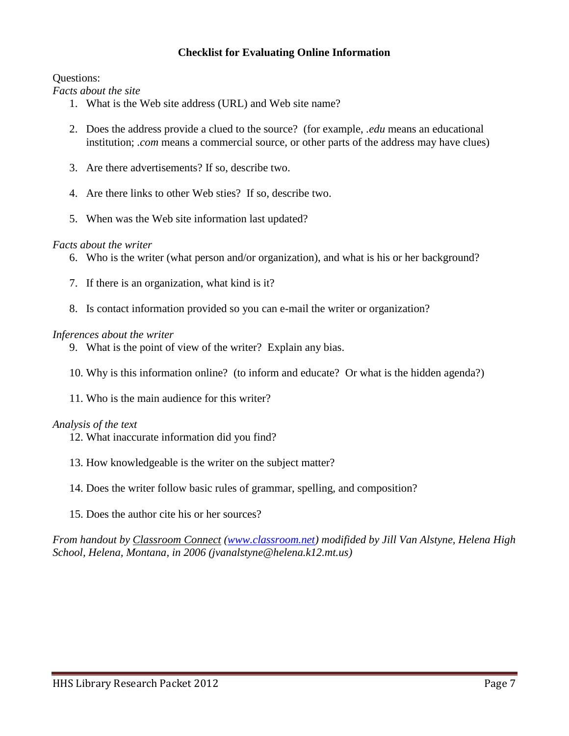**Checklist for Evaluating Online Information**

Questions:

*Facts about the site*

1. What is the Web site address (URL) and Web site name?
2. Does the address provide a clued to the source? (for example, *.edu* means an educational institution; *.com* means a commercial source, or other parts of the address may have clues)
3. Are there advertisements? If so, describe two.
4. Are there links to other Web sties? If so, describe two.
5. When was the Web site information last updated?

*Facts about the writer*

6. Who is the writer (what person and/or organization), and what is his or her background?
7. If there is an organization, what kind is it?
8. Is contact information provided so you can e-mail the writer or organization?

*Inferences about the writer*

9. What is the point of view of the writer? Explain any bias.
10. Why is this information online? (to inform and educate? Or what is the hidden agenda?)
11. Who is the main audience for this writer?

*Analysis of the text*

12. What inaccurate information did you find?
13. How knowledgeable is the writer on the subject matter?
14. Does the writer follow basic rules of grammar, spelling, and composition?
15. Does the author cite his or her sources?

*From handout by Classroom Connect (www.classroom.net) modifided by Jill Van Alstyne, Helena High School, Helena, Montana, in 2006 (jvanalstyne@helena.k12.mt.us)*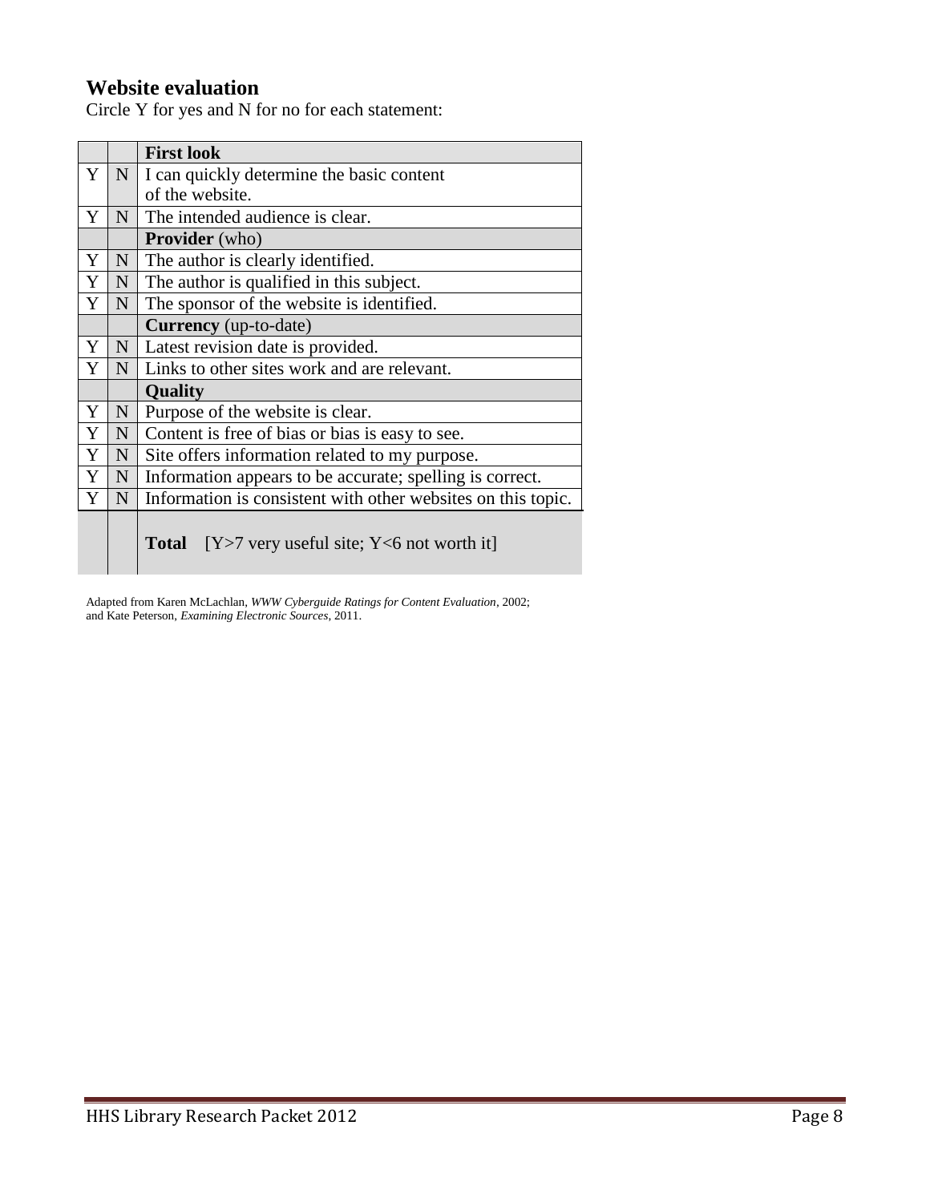## Website evaluation

Circle Y for yes and N for no for each statement:

| | | **First look** |
|---|---|---|
| Y | N | I can quickly determine the basic content of the website. |
| Y | N | The intended audience is clear. |
| | | **Provider** (who) |
| Y | N | The author is clearly identified. |
| Y | N | The author is qualified in this subject. |
| Y | N | The sponsor of the website is identified. |
| | | **Currency** (up-to-date) |
| Y | N | Latest revision date is provided. |
| Y | N | Links to other sites work and are relevant. |
| | | **Quality** |
| Y | N | Purpose of the website is clear. |
| Y | N | Content is free of bias or bias is easy to see. |
| Y | N | Site offers information related to my purpose. |
| Y | N | Information appears to be accurate; spelling is correct. |
| Y | N | Information is consistent with other websites on this topic. |
| | | **Total** [Y>7 very useful site; Y<6 not worth it] |

Adapted from Karen McLachlan, *WWW Cyberguide Ratings for Content Evaluation*, 2002; and Kate Peterson, *Examining Electronic Sources*, 2011.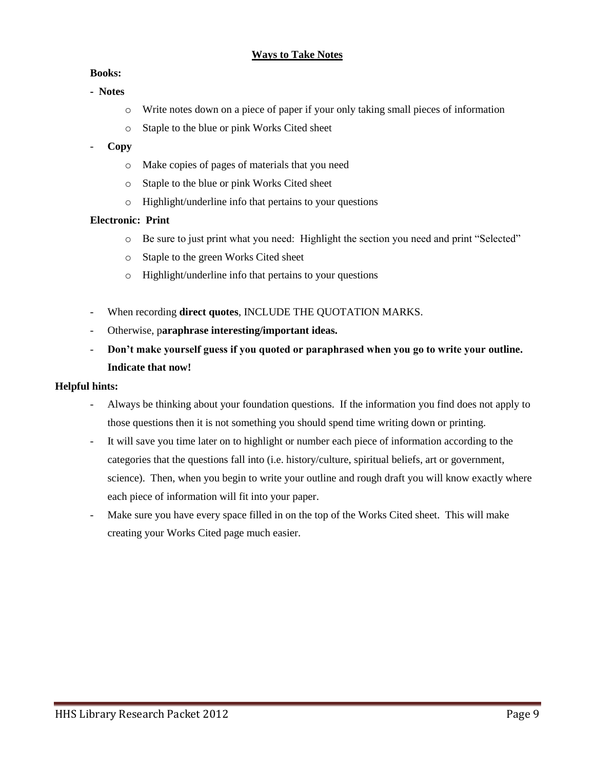## Ways to Take Notes

**Books:**

- **Notes**
  - Write notes down on a piece of paper if your only taking small pieces of information
  - Staple to the blue or pink Works Cited sheet
- **Copy**
  - Make copies of pages of materials that you need
  - Staple to the blue or pink Works Cited sheet
  - Highlight/underline info that pertains to your questions

**Electronic: Print**

- Be sure to just print what you need: Highlight the section you need and print "Selected"
- Staple to the green Works Cited sheet
- Highlight/underline info that pertains to your questions

- When recording **direct quotes**, INCLUDE THE QUOTATION MARKS.
- Otherwise, p**araphrase interesting/important ideas.**
- **Don't make yourself guess if you quoted or paraphrased when you go to write your outline. Indicate that now!**

**Helpful hints:**

- Always be thinking about your foundation questions. If the information you find does not apply to those questions then it is not something you should spend time writing down or printing.
- It will save you time later on to highlight or number each piece of information according to the categories that the questions fall into (i.e. history/culture, spiritual beliefs, art or government, science). Then, when you begin to write your outline and rough draft you will know exactly where each piece of information will fit into your paper.
- Make sure you have every space filled in on the top of the Works Cited sheet. This will make creating your Works Cited page much easier.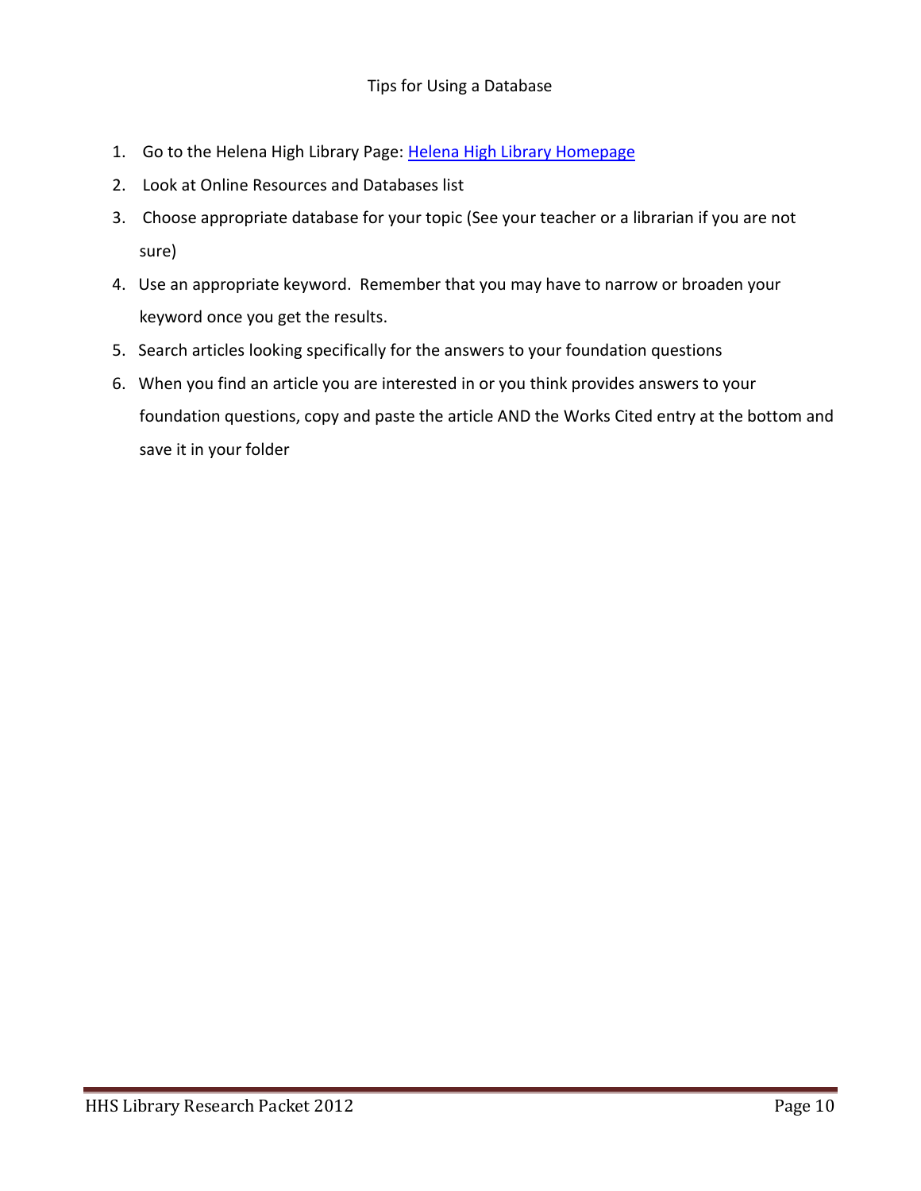## Tips for Using a Database

1. Go to the Helena High Library Page: Helena High Library Homepage
2. Look at Online Resources and Databases list
3. Choose appropriate database for your topic (See your teacher or a librarian if you are not sure)
4. Use an appropriate keyword. Remember that you may have to narrow or broaden your keyword once you get the results.
5. Search articles looking specifically for the answers to your foundation questions
6. When you find an article you are interested in or you think provides answers to your foundation questions, copy and paste the article AND the Works Cited entry at the bottom and save it in your folder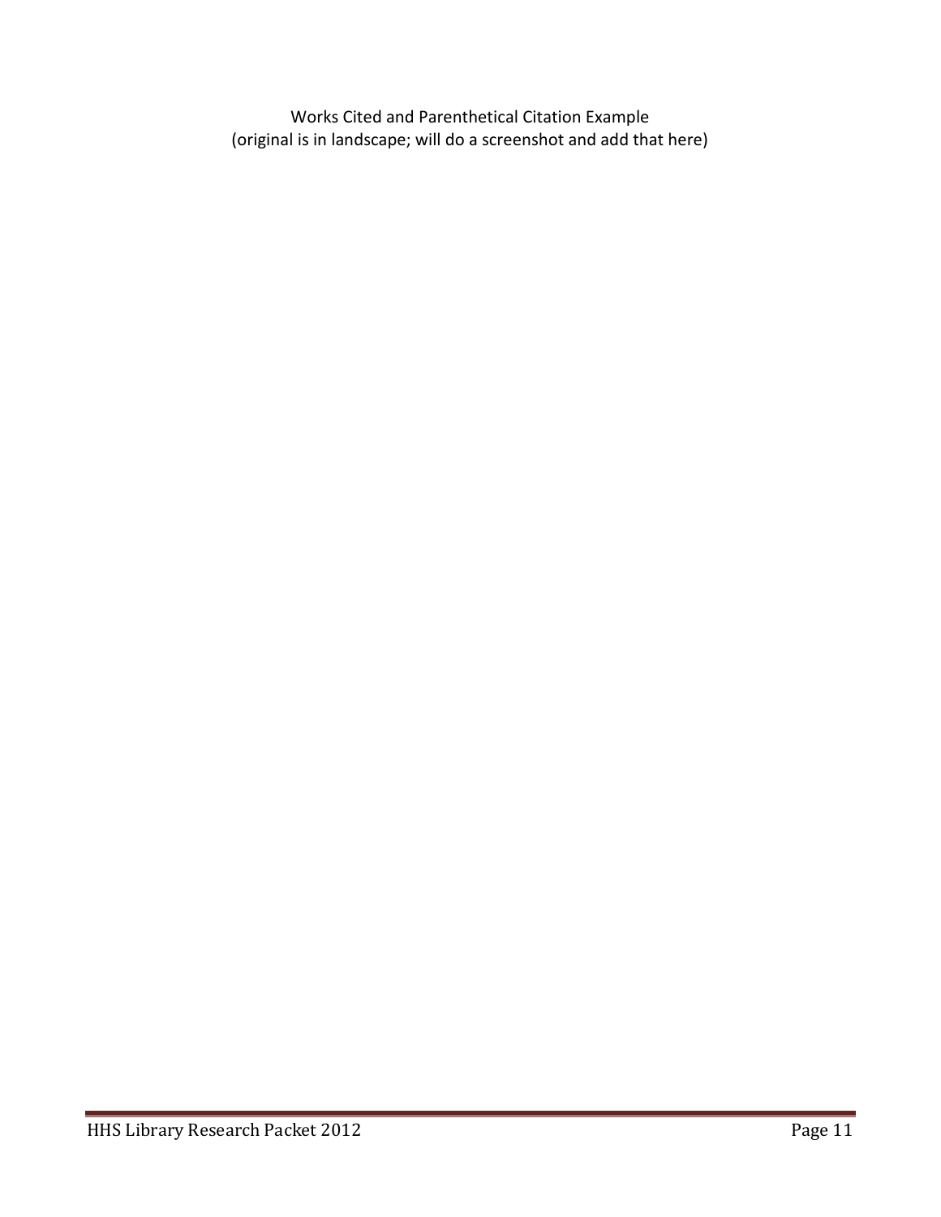Works Cited and Parenthetical Citation Example
(original is in landscape; will do a screenshot and add that here)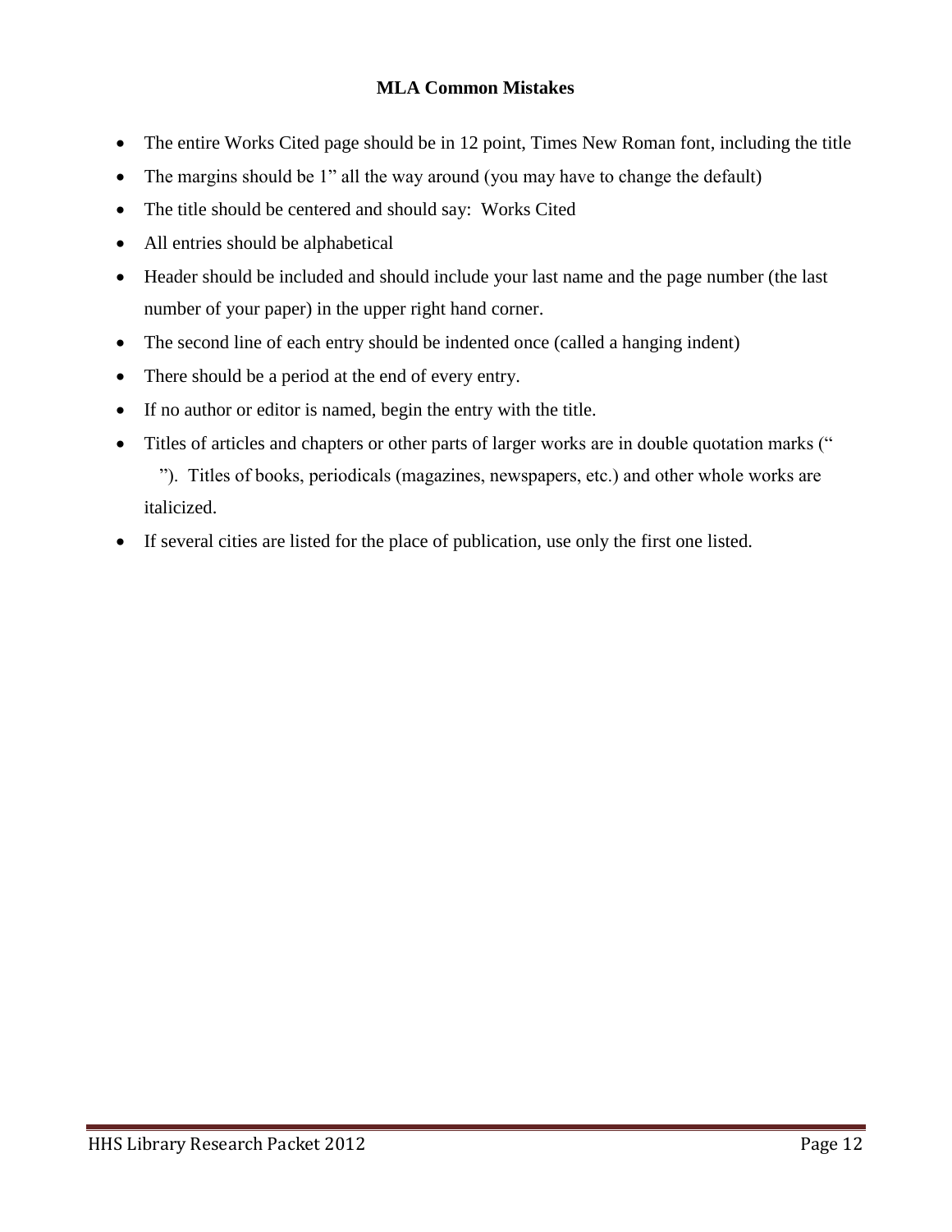**MLA Common Mistakes**

- The entire Works Cited page should be in 12 point, Times New Roman font, including the title
- The margins should be 1" all the way around (you may have to change the default)
- The title should be centered and should say: Works Cited
- All entries should be alphabetical
- Header should be included and should include your last name and the page number (the last number of your paper) in the upper right hand corner.
- The second line of each entry should be indented once (called a hanging indent)
- There should be a period at the end of every entry.
- If no author or editor is named, begin the entry with the title.
- Titles of articles and chapters or other parts of larger works are in double quotation marks (" "). Titles of books, periodicals (magazines, newspapers, etc.) and other whole works are italicized.
- If several cities are listed for the place of publication, use only the first one listed.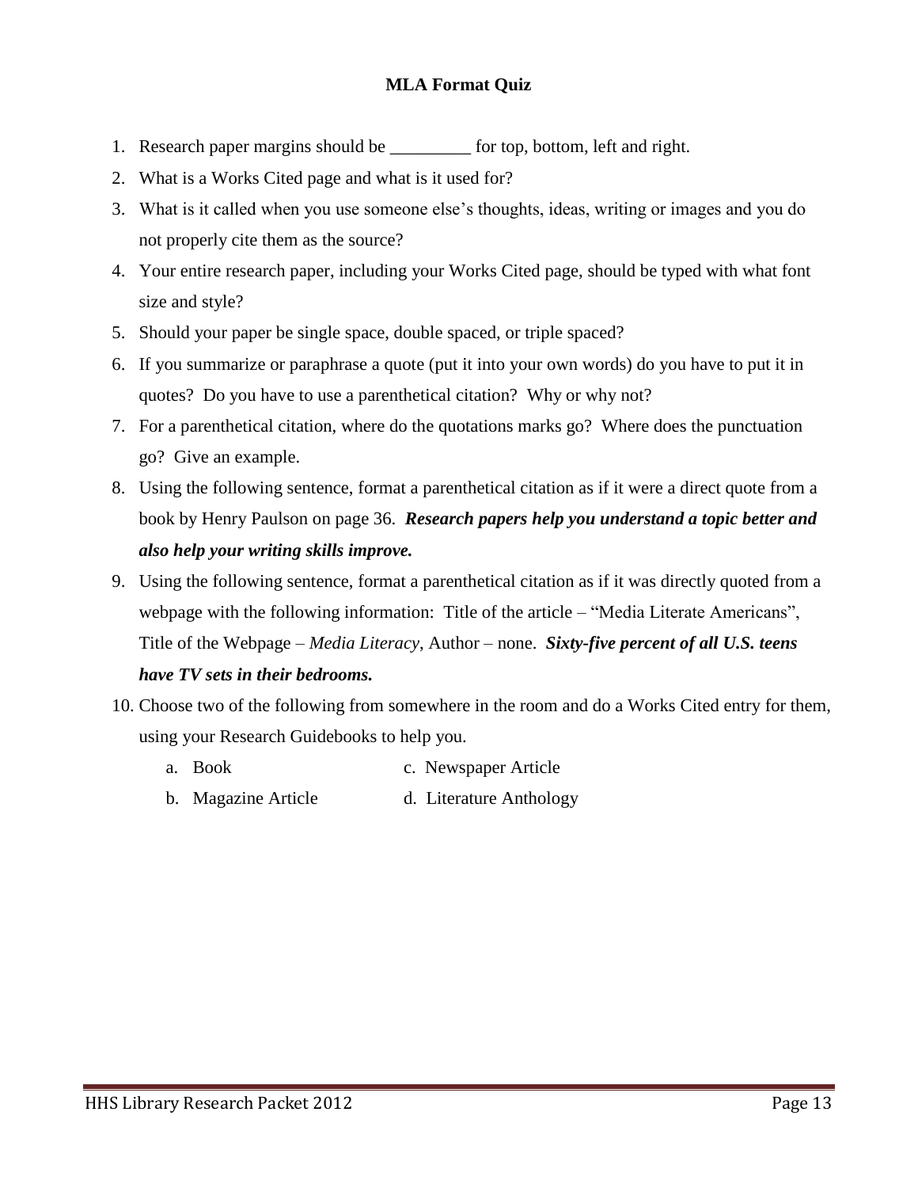## MLA Format Quiz

1. Research paper margins should be _________ for top, bottom, left and right.
2. What is a Works Cited page and what is it used for?
3. What is it called when you use someone else's thoughts, ideas, writing or images and you do not properly cite them as the source?
4. Your entire research paper, including your Works Cited page, should be typed with what font size and style?
5. Should your paper be single space, double spaced, or triple spaced?
6. If you summarize or paraphrase a quote (put it into your own words) do you have to put it in quotes? Do you have to use a parenthetical citation? Why or why not?
7. For a parenthetical citation, where do the quotations marks go? Where does the punctuation go? Give an example.
8. Using the following sentence, format a parenthetical citation as if it were a direct quote from a book by Henry Paulson on page 36. ***Research papers help you understand a topic better and also help your writing skills improve.***
9. Using the following sentence, format a parenthetical citation as if it was directly quoted from a webpage with the following information: Title of the article – "Media Literate Americans", Title of the Webpage – *Media Literacy*, Author – none. ***Sixty-five percent of all U.S. teens have TV sets in their bedrooms.***
10. Choose two of the following from somewhere in the room and do a Works Cited entry for them, using your Research Guidebooks to help you.
    a. Book
    b. Magazine Article
    c. Newspaper Article
    d. Literature Anthology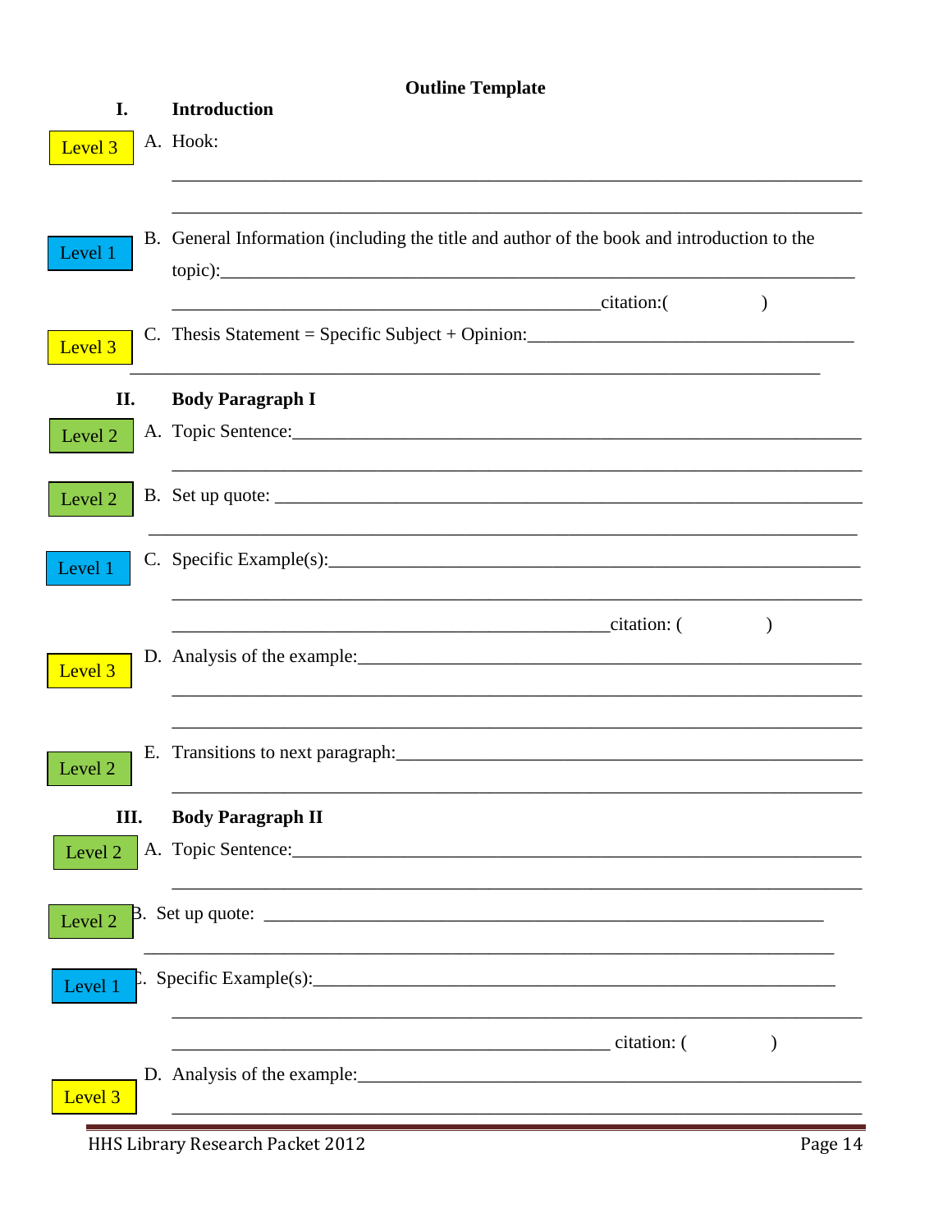# Outline Template

**I. Introduction**

Level 3 — A. Hook:

______________________________________________________________________

______________________________________________________________________

Level 1 — B. General Information (including the title and author of the book and introduction to the topic):______________________________________________________________________

______________________________________________citation:(                )

Level 3 — C. Thesis Statement = Specific Subject + Opinion:___________________________________

______________________________________________________________________

**II. Body Paragraph I**

Level 2 — A. Topic Sentence:___________________________________________________________

______________________________________________________________________

Level 2 — B. Set up quote: ______________________________________________________________

______________________________________________________________________

Level 1 — C. Specific Example(s):_______________________________________________________

______________________________________________________________________

______________________________________________citation: (                )

Level 3 — D. Analysis of the example:___________________________________________________

______________________________________________________________________

______________________________________________________________________

Level 2 — E. Transitions to next paragraph:______________________________________________

______________________________________________________________________

**III. Body Paragraph II**

Level 2 — A. Topic Sentence:___________________________________________________________

______________________________________________________________________

Level 2 — B. Set up quote: ______________________________________________________________

______________________________________________________________________

Level 1 — C. Specific Example(s):_______________________________________________________

______________________________________________________________________

______________________________________________ citation: (                )

Level 3 — D. Analysis of the example:___________________________________________________

______________________________________________________________________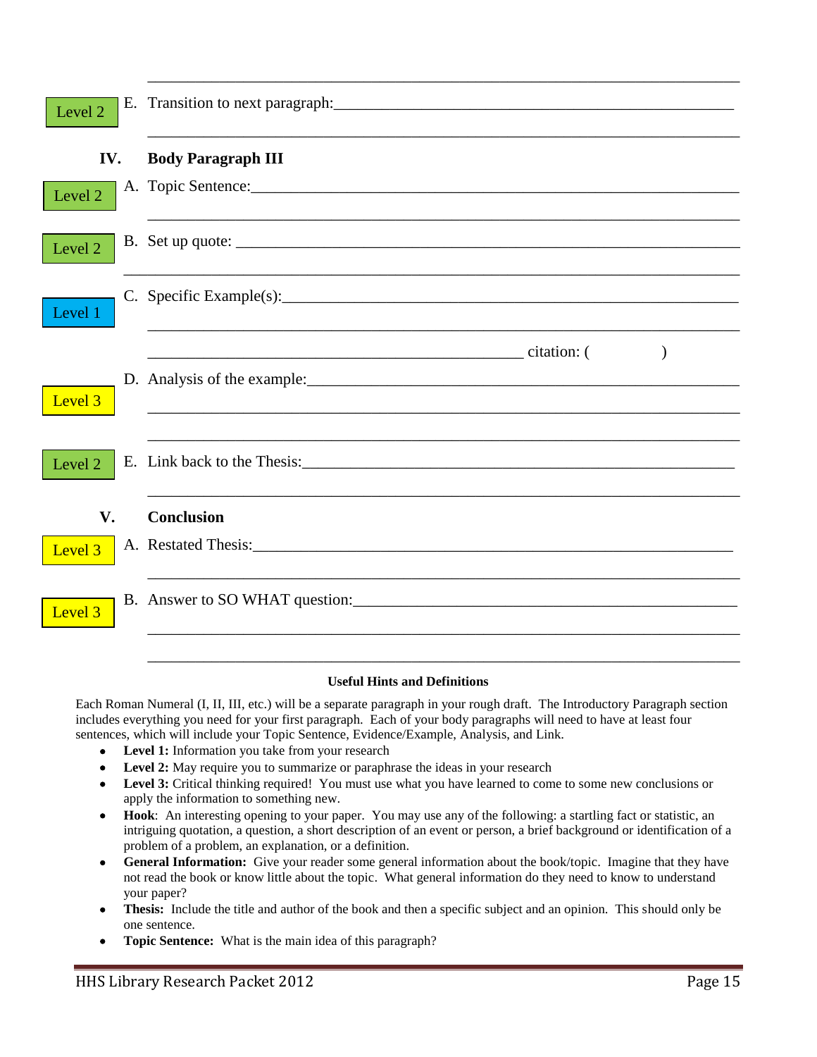______________________________________________________________________

Level 2 E. Transition to next paragraph:_______________________________________________

______________________________________________________________________

**IV. Body Paragraph III**

Level 2 A. Topic Sentence:_____________________________________________________

______________________________________________________________________

Level 2 B. Set up quote: _______________________________________________________

______________________________________________________________________

Level 1 C. Specific Example(s):___________________________________________________

______________________________________________________________________

_____________________________________________ citation: (          )

Level 3 D. Analysis of the example:_______________________________________________

______________________________________________________________________

______________________________________________________________________

Level 2 E. Link back to the Thesis:________________________________________________

______________________________________________________________________

**V. Conclusion**

Level 3 A. Restated Thesis:_____________________________________________________

______________________________________________________________________

Level 3 B. Answer to SO WHAT question:__________________________________________

______________________________________________________________________

______________________________________________________________________

**Useful Hints and Definitions**

Each Roman Numeral (I, II, III, etc.) will be a separate paragraph in your rough draft. The Introductory Paragraph section includes everything you need for your first paragraph. Each of your body paragraphs will need to have at least four sentences, which will include your Topic Sentence, Evidence/Example, Analysis, and Link.

- **Level 1:** Information you take from your research
- **Level 2:** May require you to summarize or paraphrase the ideas in your research
- **Level 3:** Critical thinking required! You must use what you have learned to come to some new conclusions or apply the information to something new.
- **Hook**: An interesting opening to your paper. You may use any of the following: a startling fact or statistic, an intriguing quotation, a question, a short description of an event or person, a brief background or identification of a problem of a problem, an explanation, or a definition.
- **General Information:** Give your reader some general information about the book/topic. Imagine that they have not read the book or know little about the topic. What general information do they need to know to understand your paper?
- **Thesis:** Include the title and author of the book and then a specific subject and an opinion. This should only be one sentence.
- **Topic Sentence:** What is the main idea of this paragraph?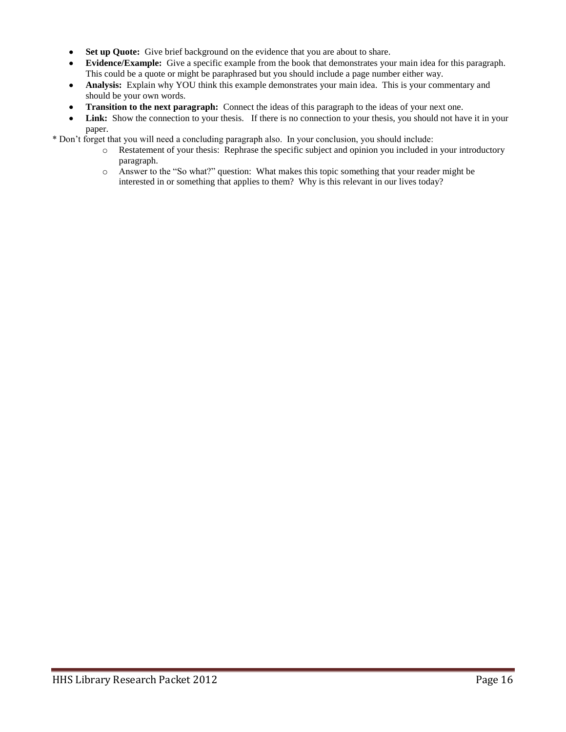- **Set up Quote:** Give brief background on the evidence that you are about to share.
- **Evidence/Example:** Give a specific example from the book that demonstrates your main idea for this paragraph. This could be a quote or might be paraphrased but you should include a page number either way.
- **Analysis:** Explain why YOU think this example demonstrates your main idea. This is your commentary and should be your own words.
- **Transition to the next paragraph:** Connect the ideas of this paragraph to the ideas of your next one.
- **Link:** Show the connection to your thesis. If there is no connection to your thesis, you should not have it in your paper.

* Don't forget that you will need a concluding paragraph also. In your conclusion, you should include:

  - Restatement of your thesis: Rephrase the specific subject and opinion you included in your introductory paragraph.
  - Answer to the "So what?" question: What makes this topic something that your reader might be interested in or something that applies to them? Why is this relevant in our lives today?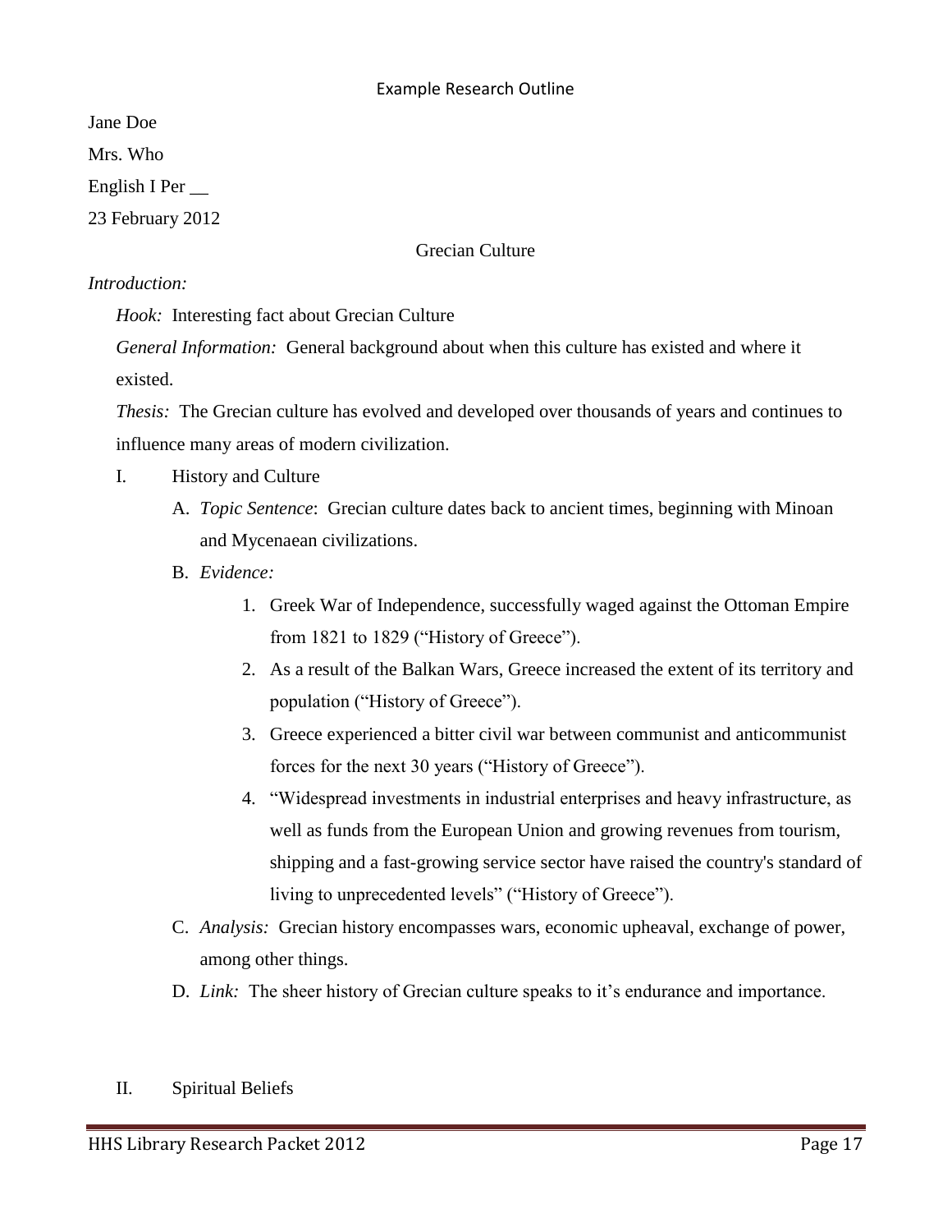Example Research Outline

Jane Doe

Mrs. Who

English I Per __

23 February 2012

Grecian Culture

*Introduction:*

*Hook:* Interesting fact about Grecian Culture

*General Information:* General background about when this culture has existed and where it existed.

*Thesis:* The Grecian culture has evolved and developed over thousands of years and continues to influence many areas of modern civilization.

I. History and Culture

A. *Topic Sentence*: Grecian culture dates back to ancient times, beginning with Minoan and Mycenaean civilizations.

B. *Evidence:*

1. Greek War of Independence, successfully waged against the Ottoman Empire from 1821 to 1829 ("History of Greece").
2. As a result of the Balkan Wars, Greece increased the extent of its territory and population ("History of Greece").
3. Greece experienced a bitter civil war between communist and anticommunist forces for the next 30 years ("History of Greece").
4. "Widespread investments in industrial enterprises and heavy infrastructure, as well as funds from the European Union and growing revenues from tourism, shipping and a fast-growing service sector have raised the country's standard of living to unprecedented levels" ("History of Greece").

C. *Analysis:* Grecian history encompasses wars, economic upheaval, exchange of power, among other things.

D. *Link:* The sheer history of Grecian culture speaks to it's endurance and importance.

II. Spiritual Beliefs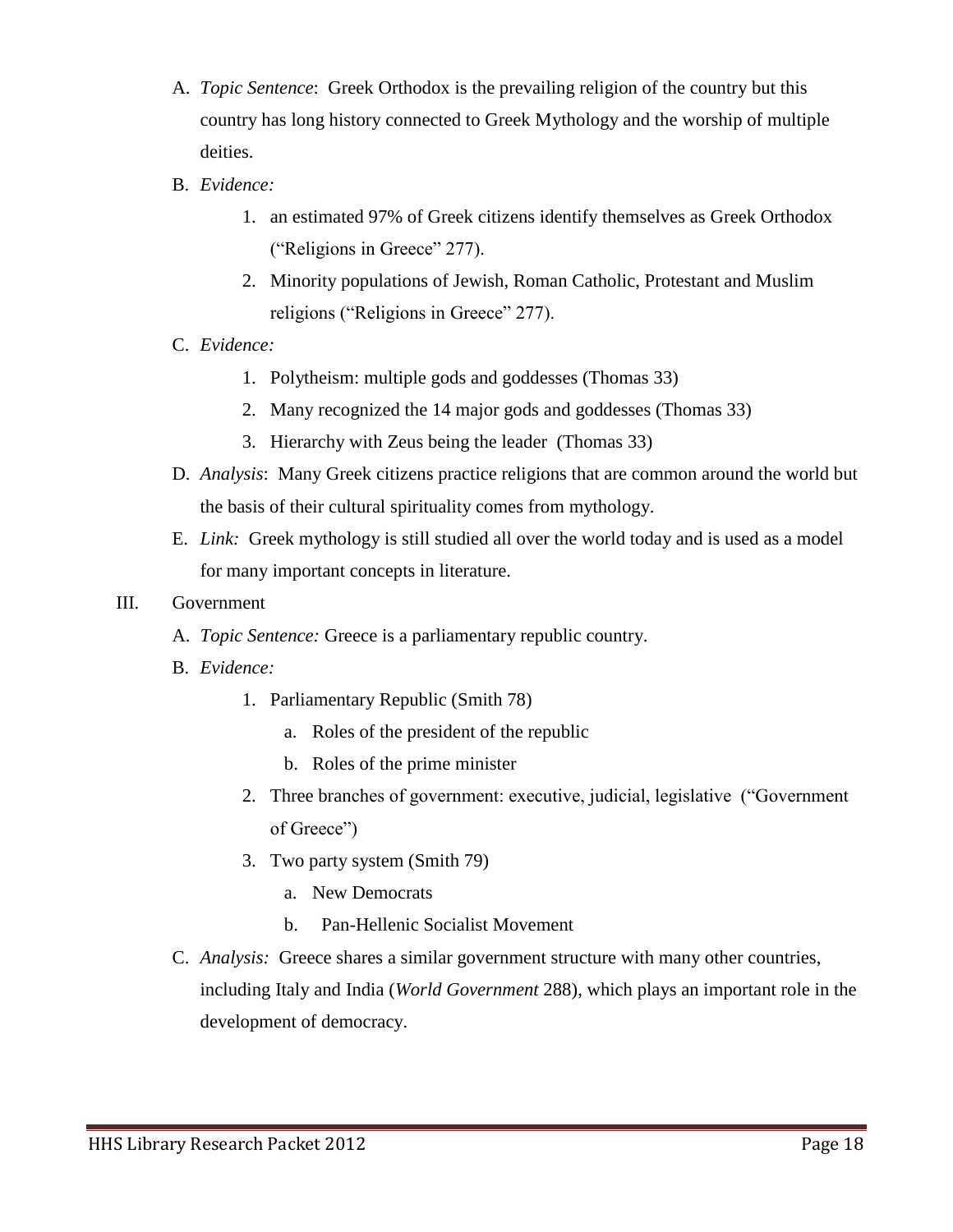A. *Topic Sentence*: Greek Orthodox is the prevailing religion of the country but this country has long history connected to Greek Mythology and the worship of multiple deities.

B. *Evidence:*

   1. an estimated 97% of Greek citizens identify themselves as Greek Orthodox ("Religions in Greece" 277).
   2. Minority populations of Jewish, Roman Catholic, Protestant and Muslim religions ("Religions in Greece" 277).

C. *Evidence:*

   1. Polytheism: multiple gods and goddesses (Thomas 33)
   2. Many recognized the 14 major gods and goddesses (Thomas 33)
   3. Hierarchy with Zeus being the leader (Thomas 33)

D. *Analysis*: Many Greek citizens practice religions that are common around the world but the basis of their cultural spirituality comes from mythology.

E. *Link:* Greek mythology is still studied all over the world today and is used as a model for many important concepts in literature.

III. Government

A. *Topic Sentence:* Greece is a parliamentary republic country.

B. *Evidence:*

   1. Parliamentary Republic (Smith 78)
      a. Roles of the president of the republic
      b. Roles of the prime minister
   2. Three branches of government: executive, judicial, legislative ("Government of Greece")
   3. Two party system (Smith 79)
      a. New Democrats
      b. Pan-Hellenic Socialist Movement

C. *Analysis:* Greece shares a similar government structure with many other countries, including Italy and India (*World Government* 288), which plays an important role in the development of democracy.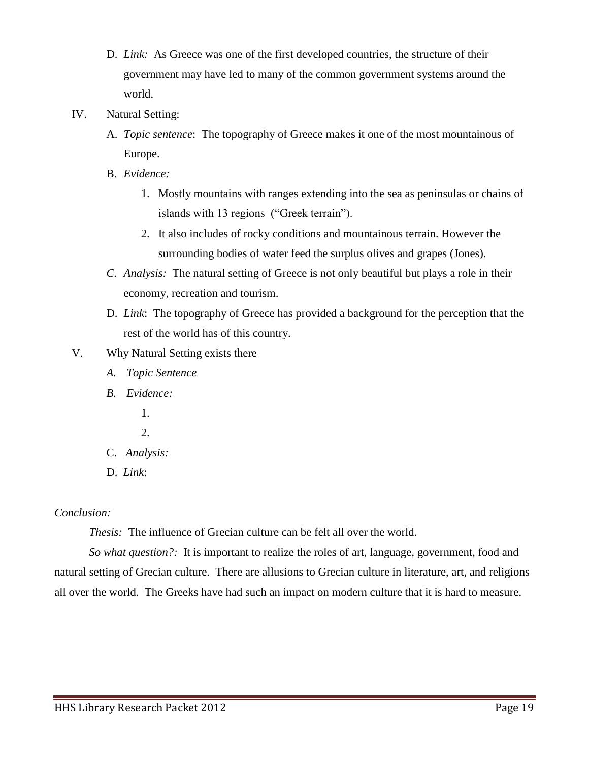D. *Link:* As Greece was one of the first developed countries, the structure of their government may have led to many of the common government systems around the world.

IV. Natural Setting:

A. *Topic sentence*: The topography of Greece makes it one of the most mountainous of Europe.

B. *Evidence:*

1. Mostly mountains with ranges extending into the sea as peninsulas or chains of islands with 13 regions ("Greek terrain").
2. It also includes of rocky conditions and mountainous terrain. However the surrounding bodies of water feed the surplus olives and grapes (Jones).

C. *Analysis:* The natural setting of Greece is not only beautiful but plays a role in their economy, recreation and tourism.

D. *Link*: The topography of Greece has provided a background for the perception that the rest of the world has of this country.

V. Why Natural Setting exists there

A. *Topic Sentence*

B. *Evidence:*

1.
2.

C. *Analysis:*

D. *Link*:

*Conclusion:*

*Thesis:* The influence of Grecian culture can be felt all over the world.

*So what question?:* It is important to realize the roles of art, language, government, food and natural setting of Grecian culture. There are allusions to Grecian culture in literature, art, and religions all over the world. The Greeks have had such an impact on modern culture that it is hard to measure.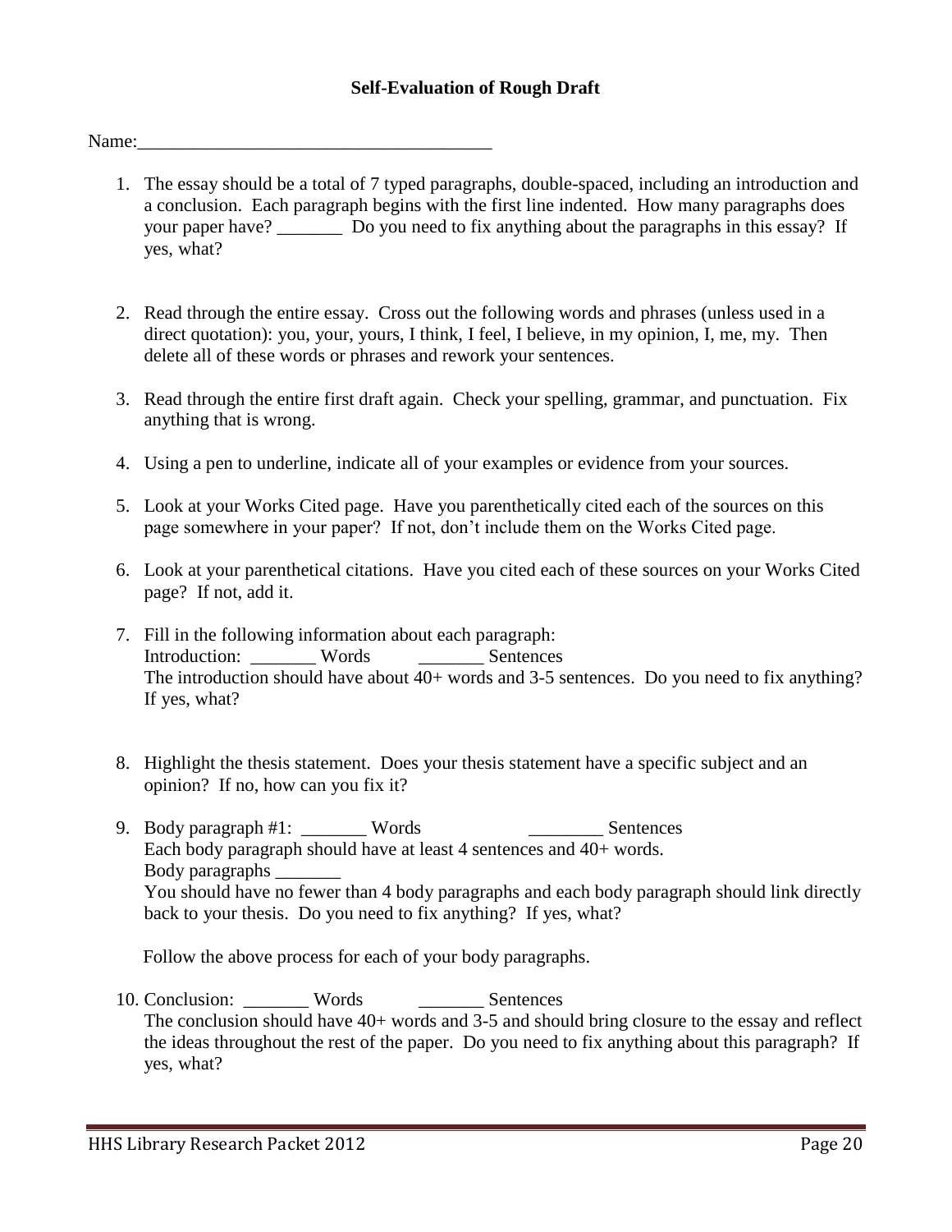## Self-Evaluation of Rough Draft

Name:_____________________________________

1. The essay should be a total of 7 typed paragraphs, double-spaced, including an introduction and a conclusion. Each paragraph begins with the first line indented. How many paragraphs does your paper have? _______ Do you need to fix anything about the paragraphs in this essay? If yes, what?

2. Read through the entire essay. Cross out the following words and phrases (unless used in a direct quotation): you, your, yours, I think, I feel, I believe, in my opinion, I, me, my. Then delete all of these words or phrases and rework your sentences.

3. Read through the entire first draft again. Check your spelling, grammar, and punctuation. Fix anything that is wrong.

4. Using a pen to underline, indicate all of your examples or evidence from your sources.

5. Look at your Works Cited page. Have you parenthetically cited each of the sources on this page somewhere in your paper? If not, don't include them on the Works Cited page.

6. Look at your parenthetical citations. Have you cited each of these sources on your Works Cited page? If not, add it.

7. Fill in the following information about each paragraph:
   Introduction: _______ Words _______ Sentences
   The introduction should have about 40+ words and 3-5 sentences. Do you need to fix anything? If yes, what?

8. Highlight the thesis statement. Does your thesis statement have a specific subject and an opinion? If no, how can you fix it?

9. Body paragraph #1: _______ Words ________ Sentences
   Each body paragraph should have at least 4 sentences and 40+ words.
   Body paragraphs _______
   You should have no fewer than 4 body paragraphs and each body paragraph should link directly back to your thesis. Do you need to fix anything? If yes, what?

   Follow the above process for each of your body paragraphs.

10. Conclusion: _______ Words _______ Sentences
    The conclusion should have 40+ words and 3-5 and should bring closure to the essay and reflect the ideas throughout the rest of the paper. Do you need to fix anything about this paragraph? If yes, what?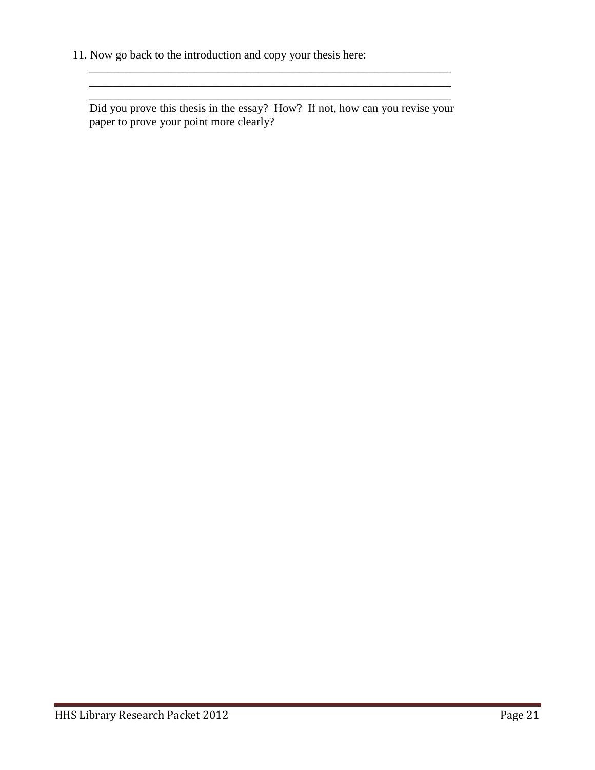11. Now go back to the introduction and copy your thesis here:

    _______________________________________________________________
    _______________________________________________________________
    _______________________________________________________________

    Did you prove this thesis in the essay? How? If not, how can you revise your paper to prove your point more clearly?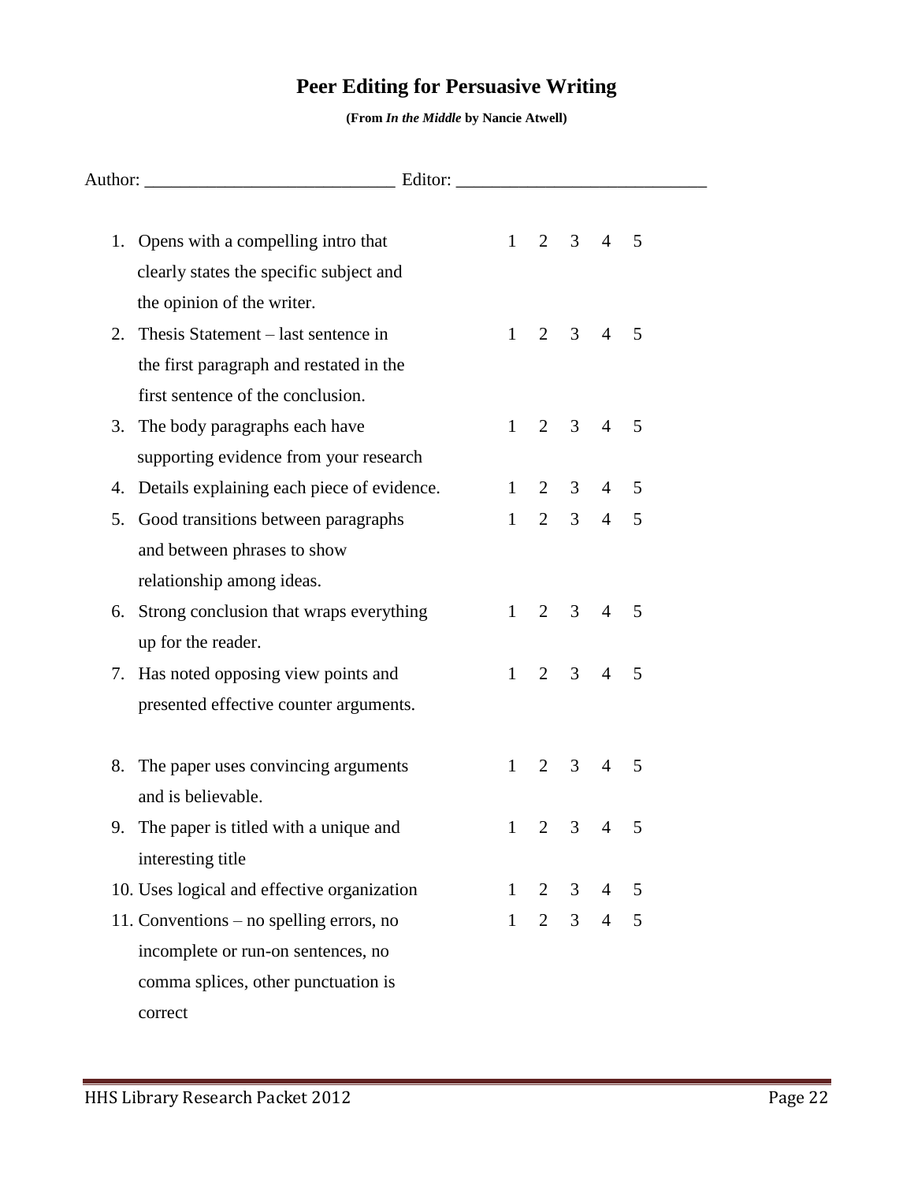# Peer Editing for Persuasive Writing

**(From *In the Middle* by Nancie Atwell)**

Author: ___________________________ Editor: ___________________________

| | Criteria | | | | | |
|---|---|---|---|---|---|---|
| 1. | Opens with a compelling intro that clearly states the specific subject and the opinion of the writer. | 1 | 2 | 3 | 4 | 5 |
| 2. | Thesis Statement – last sentence in the first paragraph and restated in the first sentence of the conclusion. | 1 | 2 | 3 | 4 | 5 |
| 3. | The body paragraphs each have supporting evidence from your research | 1 | 2 | 3 | 4 | 5 |
| 4. | Details explaining each piece of evidence. | 1 | 2 | 3 | 4 | 5 |
| 5. | Good transitions between paragraphs and between phrases to show relationship among ideas. | 1 | 2 | 3 | 4 | 5 |
| 6. | Strong conclusion that wraps everything up for the reader. | 1 | 2 | 3 | 4 | 5 |
| 7. | Has noted opposing view points and presented effective counter arguments. | 1 | 2 | 3 | 4 | 5 |
| 8. | The paper uses convincing arguments and is believable. | 1 | 2 | 3 | 4 | 5 |
| 9. | The paper is titled with a unique and interesting title | 1 | 2 | 3 | 4 | 5 |
| 10. | Uses logical and effective organization | 1 | 2 | 3 | 4 | 5 |
| 11. | Conventions – no spelling errors, no incomplete or run-on sentences, no comma splices, other punctuation is correct | 1 | 2 | 3 | 4 | 5 |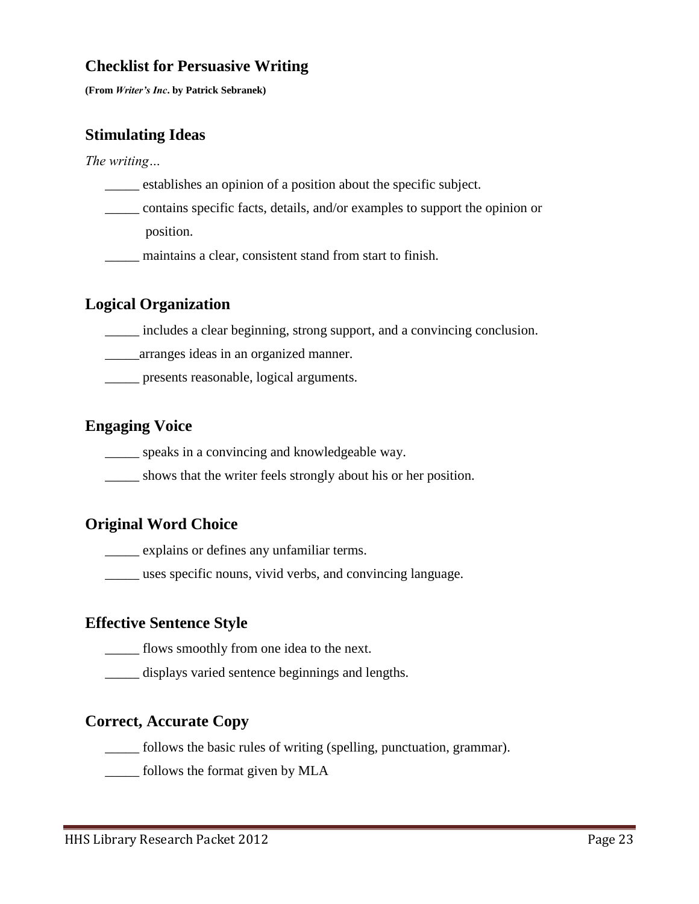## Checklist for Persuasive Writing

**(From *Writer's Inc*. by Patrick Sebranek)**

### Stimulating Ideas

*The writing…*

_____ establishes an opinion of a position about the specific subject.

_____ contains specific facts, details, and/or examples to support the opinion or position.

_____ maintains a clear, consistent stand from start to finish.

### Logical Organization

_____ includes a clear beginning, strong support, and a convincing conclusion.

_____arranges ideas in an organized manner.

_____ presents reasonable, logical arguments.

### Engaging Voice

_____ speaks in a convincing and knowledgeable way.

_____ shows that the writer feels strongly about his or her position.

### Original Word Choice

_____ explains or defines any unfamiliar terms.

_____ uses specific nouns, vivid verbs, and convincing language.

### Effective Sentence Style

_____ flows smoothly from one idea to the next.

_____ displays varied sentence beginnings and lengths.

### Correct, Accurate Copy

_____ follows the basic rules of writing (spelling, punctuation, grammar).

_____ follows the format given by MLA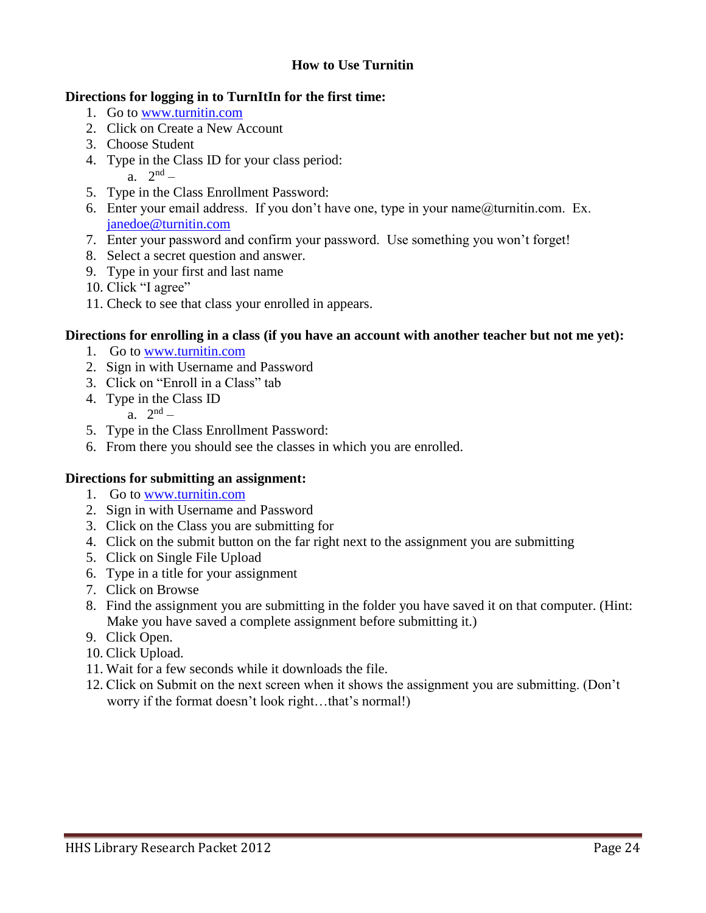# How to Use Turnitin

**Directions for logging in to TurnItIn for the first time:**

1. Go to www.turnitin.com
2. Click on Create a New Account
3. Choose Student
4. Type in the Class ID for your class period:
   a. 2nd –
5. Type in the Class Enrollment Password:
6. Enter your email address. If you don't have one, type in your name@turnitin.com. Ex. janedoe@turnitin.com
7. Enter your password and confirm your password. Use something you won't forget!
8. Select a secret question and answer.
9. Type in your first and last name
10. Click "I agree"
11. Check to see that class your enrolled in appears.

**Directions for enrolling in a class (if you have an account with another teacher but not me yet):**

1. Go to www.turnitin.com
2. Sign in with Username and Password
3. Click on "Enroll in a Class" tab
4. Type in the Class ID
   a. 2nd –
5. Type in the Class Enrollment Password:
6. From there you should see the classes in which you are enrolled.

**Directions for submitting an assignment:**

1. Go to www.turnitin.com
2. Sign in with Username and Password
3. Click on the Class you are submitting for
4. Click on the submit button on the far right next to the assignment you are submitting
5. Click on Single File Upload
6. Type in a title for your assignment
7. Click on Browse
8. Find the assignment you are submitting in the folder you have saved it on that computer. (Hint: Make you have saved a complete assignment before submitting it.)
9. Click Open.
10. Click Upload.
11. Wait for a few seconds while it downloads the file.
12. Click on Submit on the next screen when it shows the assignment you are submitting. (Don't worry if the format doesn't look right…that's normal!)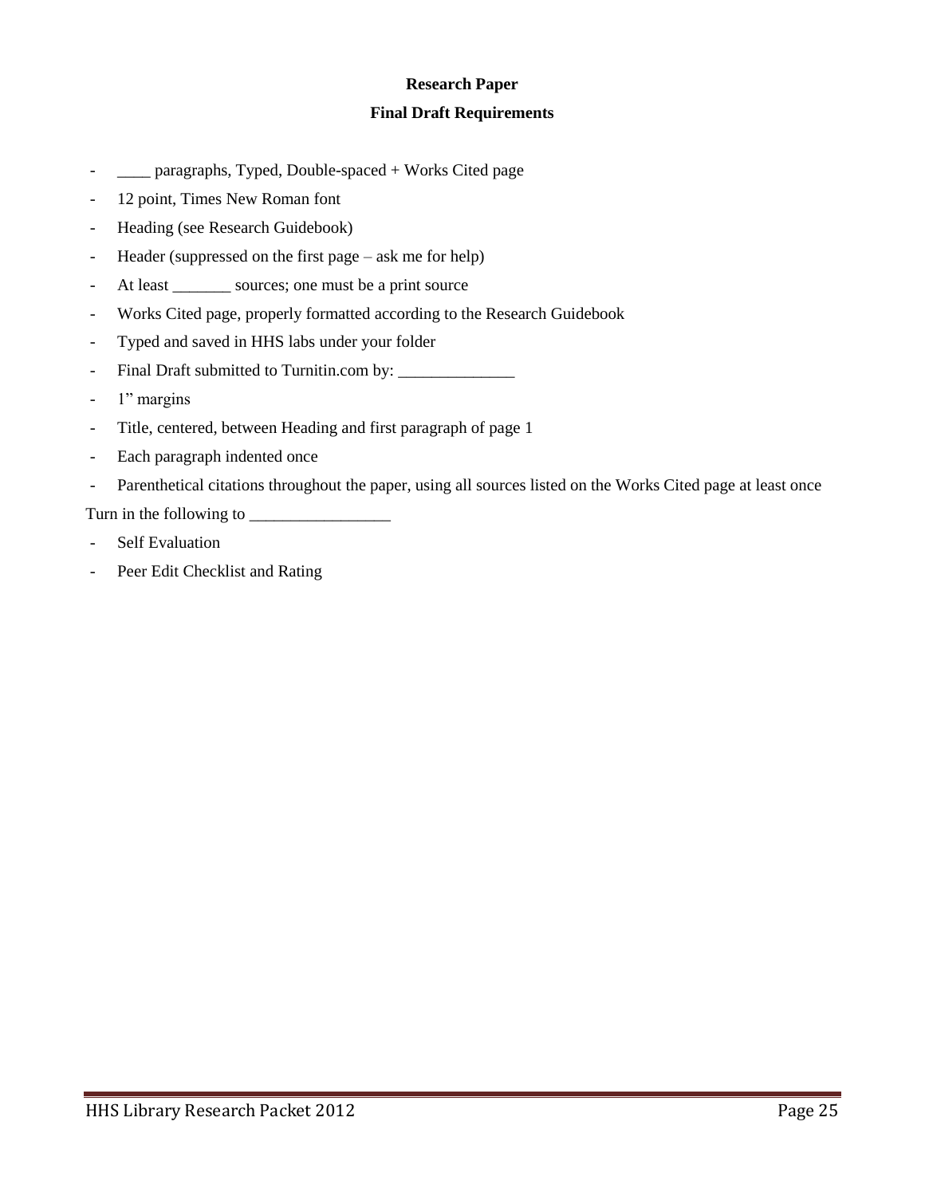**Research Paper**

**Final Draft Requirements**

- ____ paragraphs, Typed, Double-spaced + Works Cited page
- 12 point, Times New Roman font
- Heading (see Research Guidebook)
- Header (suppressed on the first page – ask me for help)
- At least _______ sources; one must be a print source
- Works Cited page, properly formatted according to the Research Guidebook
- Typed and saved in HHS labs under your folder
- Final Draft submitted to Turnitin.com by: ______________
- 1" margins
- Title, centered, between Heading and first paragraph of page 1
- Each paragraph indented once
- Parenthetical citations throughout the paper, using all sources listed on the Works Cited page at least once

Turn in the following to _________________

- Self Evaluation
- Peer Edit Checklist and Rating